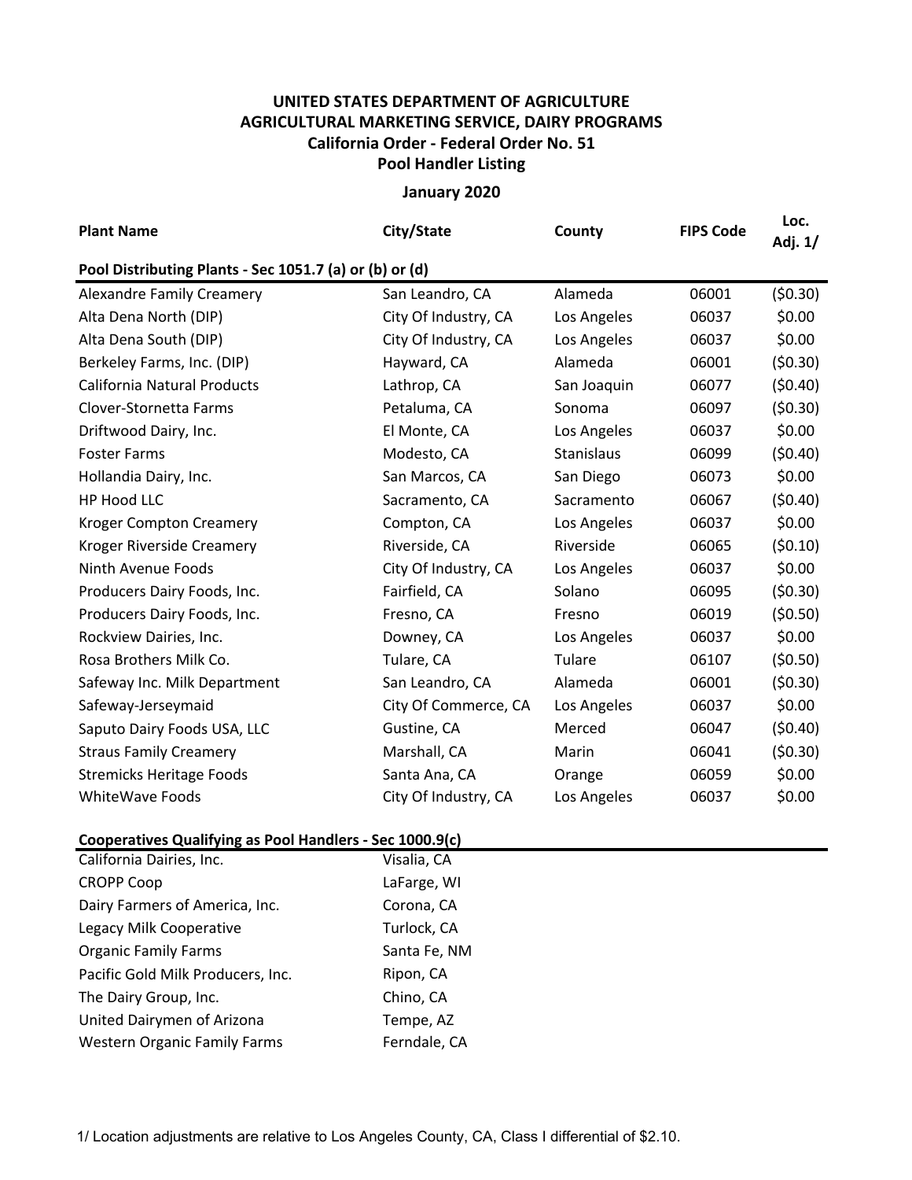# UNITED STATES DEPARTMENT OF AGRICULTURE
## AGRICULTURAL MARKETING SERVICE, DAIRY PROGRAMS
### California Order - Federal Order No. 51
### Pool Handler Listing

**January 2020**

| Plant Name | City/State | County | FIPS Code | Loc. Adj. 1/ |
|---|---|---|---|---|
| **Pool Distributing Plants - Sec 1051.7 (a) or (b) or (d)** | | | | |
| Alexandre Family Creamery | San Leandro, CA | Alameda | 06001 | ($0.30) |
| Alta Dena North (DIP) | City Of Industry, CA | Los Angeles | 06037 | $0.00 |
| Alta Dena South (DIP) | City Of Industry, CA | Los Angeles | 06037 | $0.00 |
| Berkeley Farms, Inc. (DIP) | Hayward, CA | Alameda | 06001 | ($0.30) |
| California Natural Products | Lathrop, CA | San Joaquin | 06077 | ($0.40) |
| Clover-Stornetta Farms | Petaluma, CA | Sonoma | 06097 | ($0.30) |
| Driftwood Dairy, Inc. | El Monte, CA | Los Angeles | 06037 | $0.00 |
| Foster Farms | Modesto, CA | Stanislaus | 06099 | ($0.40) |
| Hollandia Dairy, Inc. | San Marcos, CA | San Diego | 06073 | $0.00 |
| HP Hood LLC | Sacramento, CA | Sacramento | 06067 | ($0.40) |
| Kroger Compton Creamery | Compton, CA | Los Angeles | 06037 | $0.00 |
| Kroger Riverside Creamery | Riverside, CA | Riverside | 06065 | ($0.10) |
| Ninth Avenue Foods | City Of Industry, CA | Los Angeles | 06037 | $0.00 |
| Producers Dairy Foods, Inc. | Fairfield, CA | Solano | 06095 | ($0.30) |
| Producers Dairy Foods, Inc. | Fresno, CA | Fresno | 06019 | ($0.50) |
| Rockview Dairies, Inc. | Downey, CA | Los Angeles | 06037 | $0.00 |
| Rosa Brothers Milk Co. | Tulare, CA | Tulare | 06107 | ($0.50) |
| Safeway Inc. Milk Department | San Leandro, CA | Alameda | 06001 | ($0.30) |
| Safeway-Jerseymaid | City Of Commerce, CA | Los Angeles | 06037 | $0.00 |
| Saputo Dairy Foods USA, LLC | Gustine, CA | Merced | 06047 | ($0.40) |
| Straus Family Creamery | Marshall, CA | Marin | 06041 | ($0.30) |
| Stremicks Heritage Foods | Santa Ana, CA | Orange | 06059 | $0.00 |
| WhiteWave Foods | City Of Industry, CA | Los Angeles | 06037 | $0.00 |

| Cooperatives Qualifying as Pool Handlers - Sec 1000.9(c) | |
|---|---|
| California Dairies, Inc. | Visalia, CA |
| CROPP Coop | LaFarge, WI |
| Dairy Farmers of America, Inc. | Corona, CA |
| Legacy Milk Cooperative | Turlock, CA |
| Organic Family Farms | Santa Fe, NM |
| Pacific Gold Milk Producers, Inc. | Ripon, CA |
| The Dairy Group, Inc. | Chino, CA |
| United Dairymen of Arizona | Tempe, AZ |
| Western Organic Family Farms | Ferndale, CA |

1/ Location adjustments are relative to Los Angeles County, CA, Class I differential of $2.10.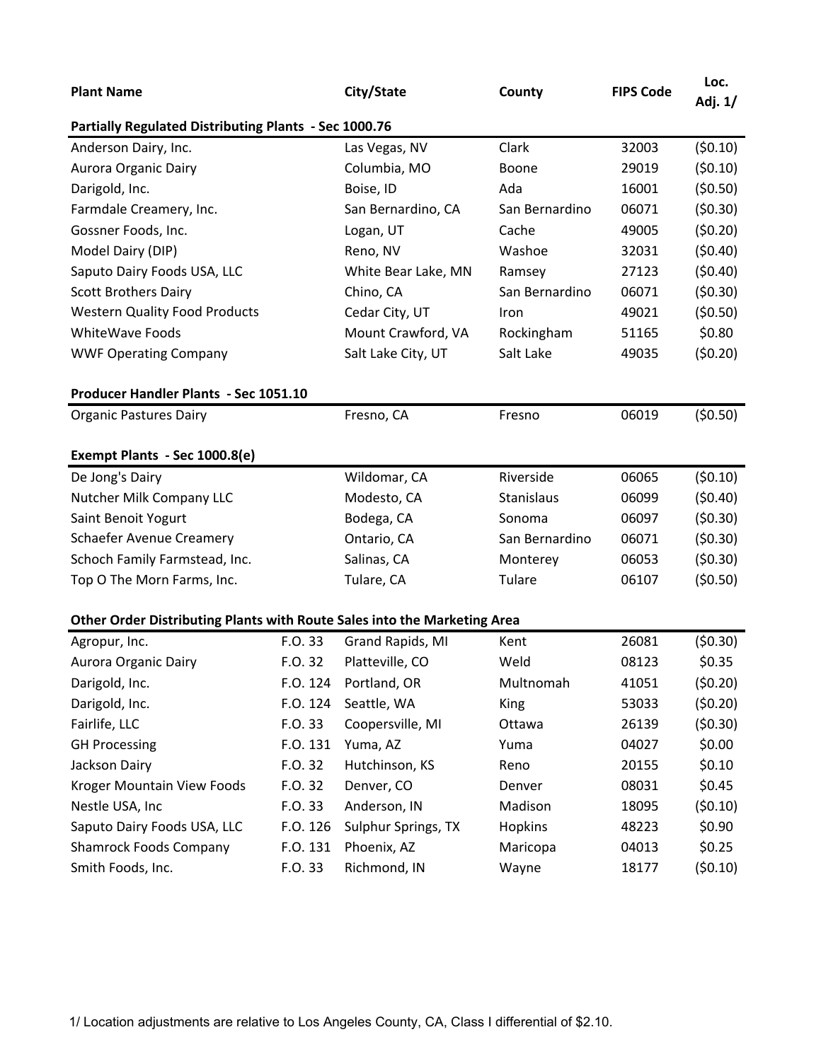| Plant Name | | City/State | County | FIPS Code | Loc. Adj. 1/ |
|---|---|---|---|---|---|
| **Partially Regulated Distributing Plants - Sec 1000.76** | | | | | |
| Anderson Dairy, Inc. | | Las Vegas, NV | Clark | 32003 | ($0.10) |
| Aurora Organic Dairy | | Columbia, MO | Boone | 29019 | ($0.10) |
| Darigold, Inc. | | Boise, ID | Ada | 16001 | ($0.50) |
| Farmdale Creamery, Inc. | | San Bernardino, CA | San Bernardino | 06071 | ($0.30) |
| Gossner Foods, Inc. | | Logan, UT | Cache | 49005 | ($0.20) |
| Model Dairy (DIP) | | Reno, NV | Washoe | 32031 | ($0.40) |
| Saputo Dairy Foods USA, LLC | | White Bear Lake, MN | Ramsey | 27123 | ($0.40) |
| Scott Brothers Dairy | | Chino, CA | San Bernardino | 06071 | ($0.30) |
| Western Quality Food Products | | Cedar City, UT | Iron | 49021 | ($0.50) |
| WhiteWave Foods | | Mount Crawford, VA | Rockingham | 51165 | $0.80 |
| WWF Operating Company | | Salt Lake City, UT | Salt Lake | 49035 | ($0.20) |
| **Producer Handler Plants - Sec 1051.10** | | | | | |
| Organic Pastures Dairy | | Fresno, CA | Fresno | 06019 | ($0.50) |
| **Exempt Plants - Sec 1000.8(e)** | | | | | |
| De Jong's Dairy | | Wildomar, CA | Riverside | 06065 | ($0.10) |
| Nutcher Milk Company LLC | | Modesto, CA | Stanislaus | 06099 | ($0.40) |
| Saint Benoit Yogurt | | Bodega, CA | Sonoma | 06097 | ($0.30) |
| Schaefer Avenue Creamery | | Ontario, CA | San Bernardino | 06071 | ($0.30) |
| Schoch Family Farmstead, Inc. | | Salinas, CA | Monterey | 06053 | ($0.30) |
| Top O The Morn Farms, Inc. | | Tulare, CA | Tulare | 06107 | ($0.50) |
| **Other Order Distributing Plants with Route Sales into the Marketing Area** | | | | | |
| Agropur, Inc. | F.O. 33 | Grand Rapids, MI | Kent | 26081 | ($0.30) |
| Aurora Organic Dairy | F.O. 32 | Platteville, CO | Weld | 08123 | $0.35 |
| Darigold, Inc. | F.O. 124 | Portland, OR | Multnomah | 41051 | ($0.20) |
| Darigold, Inc. | F.O. 124 | Seattle, WA | King | 53033 | ($0.20) |
| Fairlife, LLC | F.O. 33 | Coopersville, MI | Ottawa | 26139 | ($0.30) |
| GH Processing | F.O. 131 | Yuma, AZ | Yuma | 04027 | $0.00 |
| Jackson Dairy | F.O. 32 | Hutchinson, KS | Reno | 20155 | $0.10 |
| Kroger Mountain View Foods | F.O. 32 | Denver, CO | Denver | 08031 | $0.45 |
| Nestle USA, Inc | F.O. 33 | Anderson, IN | Madison | 18095 | ($0.10) |
| Saputo Dairy Foods USA, LLC | F.O. 126 | Sulphur Springs, TX | Hopkins | 48223 | $0.90 |
| Shamrock Foods Company | F.O. 131 | Phoenix, AZ | Maricopa | 04013 | $0.25 |
| Smith Foods, Inc. | F.O. 33 | Richmond, IN | Wayne | 18177 | ($0.10) |

1/ Location adjustments are relative to Los Angeles County, CA, Class I differential of $2.10.